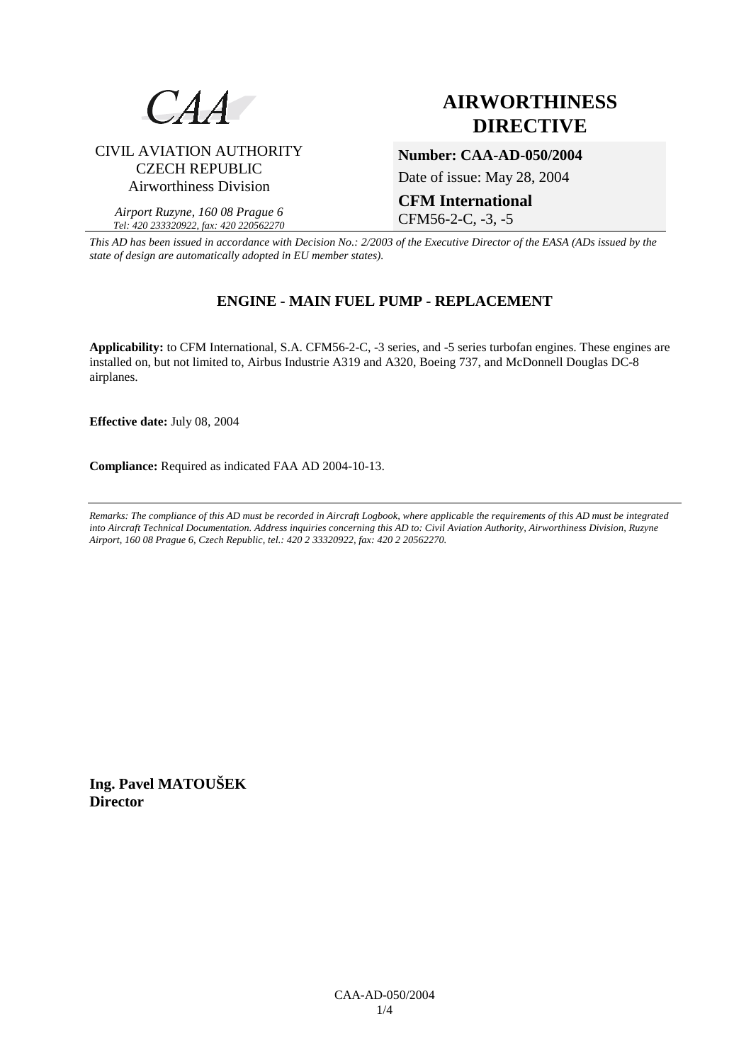CAA

CIVIL AVIATION AUTHORITY
CZECH REPUBLIC
Airworthiness Division

*Airport Ruzyne, 160 08 Prague 6*
*Tel: 420 233320922, fax: 420 220562270*

# AIRWORTHINESS DIRECTIVE

**Number: CAA-AD-050/2004**

Date of issue: May 28, 2004

**CFM International**
CFM56-2-C, -3, -5

*This AD has been issued in accordance with Decision No.: 2/2003 of the Executive Director of the EASA (ADs issued by the state of design are automatically adopted in EU member states).*

## ENGINE - MAIN FUEL PUMP - REPLACEMENT

**Applicability:** to CFM International, S.A. CFM56-2-C, -3 series, and -5 series turbofan engines. These engines are installed on, but not limited to, Airbus Industrie A319 and A320, Boeing 737, and McDonnell Douglas DC-8 airplanes.

**Effective date:** July 08, 2004

**Compliance:** Required as indicated FAA AD 2004-10-13.

---

*Remarks: The compliance of this AD must be recorded in Aircraft Logbook, where applicable the requirements of this AD must be integrated into Aircraft Technical Documentation. Address inquiries concerning this AD to: Civil Aviation Authority, Airworthiness Division, Ruzyne Airport, 160 08 Prague 6, Czech Republic, tel.: 420 2 33320922, fax: 420 2 20562270.*

**Ing. Pavel MATOUŠEK**
**Director**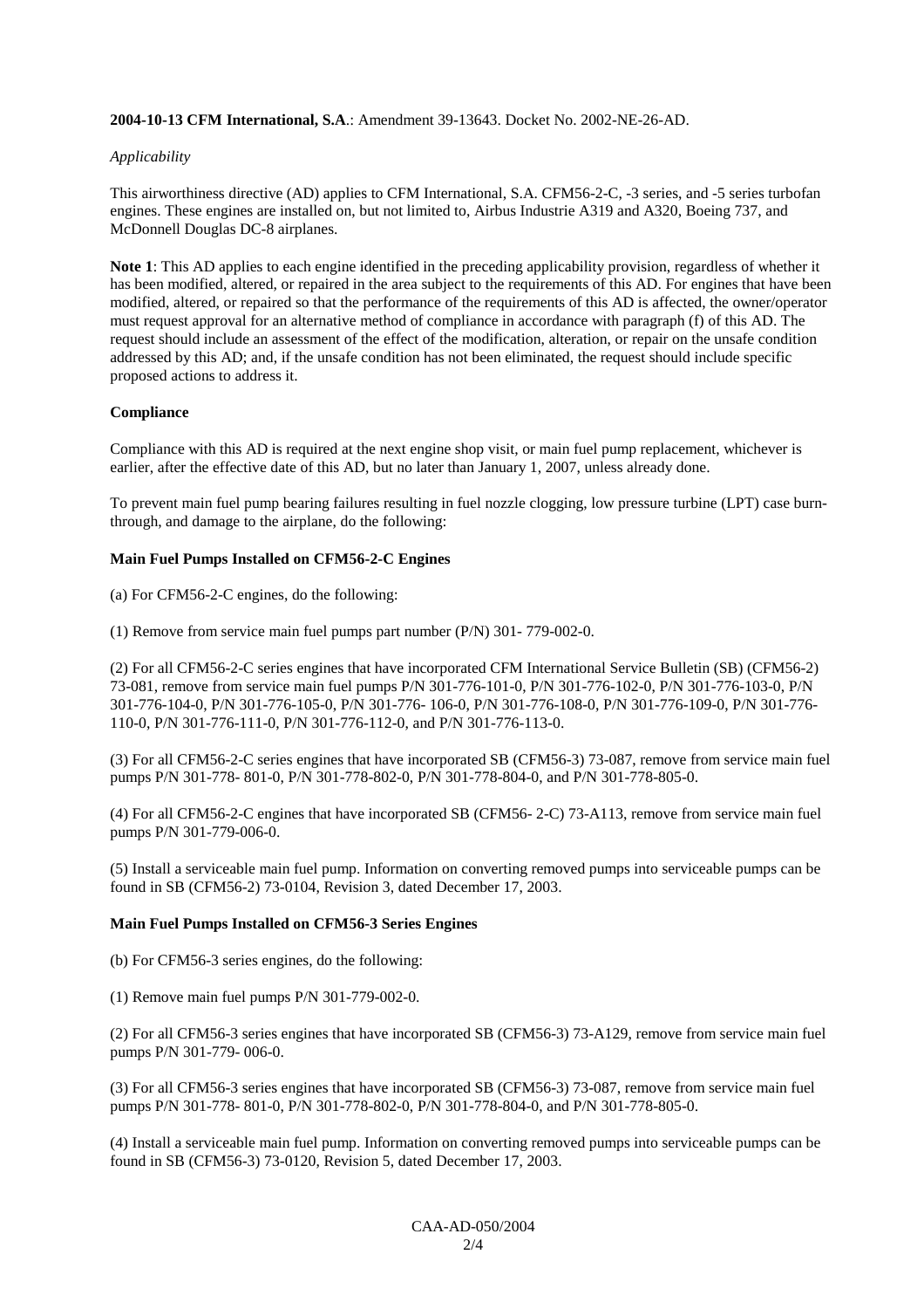**2004-10-13 CFM International, S.A.**: Amendment 39-13643. Docket No. 2002-NE-26-AD.

*Applicability*

This airworthiness directive (AD) applies to CFM International, S.A. CFM56-2-C, -3 series, and -5 series turbofan engines. These engines are installed on, but not limited to, Airbus Industrie A319 and A320, Boeing 737, and McDonnell Douglas DC-8 airplanes.

**Note 1**: This AD applies to each engine identified in the preceding applicability provision, regardless of whether it has been modified, altered, or repaired in the area subject to the requirements of this AD. For engines that have been modified, altered, or repaired so that the performance of the requirements of this AD is affected, the owner/operator must request approval for an alternative method of compliance in accordance with paragraph (f) of this AD. The request should include an assessment of the effect of the modification, alteration, or repair on the unsafe condition addressed by this AD; and, if the unsafe condition has not been eliminated, the request should include specific proposed actions to address it.

**Compliance**

Compliance with this AD is required at the next engine shop visit, or main fuel pump replacement, whichever is earlier, after the effective date of this AD, but no later than January 1, 2007, unless already done.

To prevent main fuel pump bearing failures resulting in fuel nozzle clogging, low pressure turbine (LPT) case burn-through, and damage to the airplane, do the following:

**Main Fuel Pumps Installed on CFM56-2-C Engines**

(a) For CFM56-2-C engines, do the following:

(1) Remove from service main fuel pumps part number (P/N) 301- 779-002-0.

(2) For all CFM56-2-C series engines that have incorporated CFM International Service Bulletin (SB) (CFM56-2) 73-081, remove from service main fuel pumps P/N 301-776-101-0, P/N 301-776-102-0, P/N 301-776-103-0, P/N 301-776-104-0, P/N 301-776-105-0, P/N 301-776- 106-0, P/N 301-776-108-0, P/N 301-776-109-0, P/N 301-776-110-0, P/N 301-776-111-0, P/N 301-776-112-0, and P/N 301-776-113-0.

(3) For all CFM56-2-C series engines that have incorporated SB (CFM56-3) 73-087, remove from service main fuel pumps P/N 301-778- 801-0, P/N 301-778-802-0, P/N 301-778-804-0, and P/N 301-778-805-0.

(4) For all CFM56-2-C engines that have incorporated SB (CFM56- 2-C) 73-A113, remove from service main fuel pumps P/N 301-779-006-0.

(5) Install a serviceable main fuel pump. Information on converting removed pumps into serviceable pumps can be found in SB (CFM56-2) 73-0104, Revision 3, dated December 17, 2003.

**Main Fuel Pumps Installed on CFM56-3 Series Engines**

(b) For CFM56-3 series engines, do the following:

(1) Remove main fuel pumps P/N 301-779-002-0.

(2) For all CFM56-3 series engines that have incorporated SB (CFM56-3) 73-A129, remove from service main fuel pumps P/N 301-779- 006-0.

(3) For all CFM56-3 series engines that have incorporated SB (CFM56-3) 73-087, remove from service main fuel pumps P/N 301-778- 801-0, P/N 301-778-802-0, P/N 301-778-804-0, and P/N 301-778-805-0.

(4) Install a serviceable main fuel pump. Information on converting removed pumps into serviceable pumps can be found in SB (CFM56-3) 73-0120, Revision 5, dated December 17, 2003.

CAA-AD-050/2004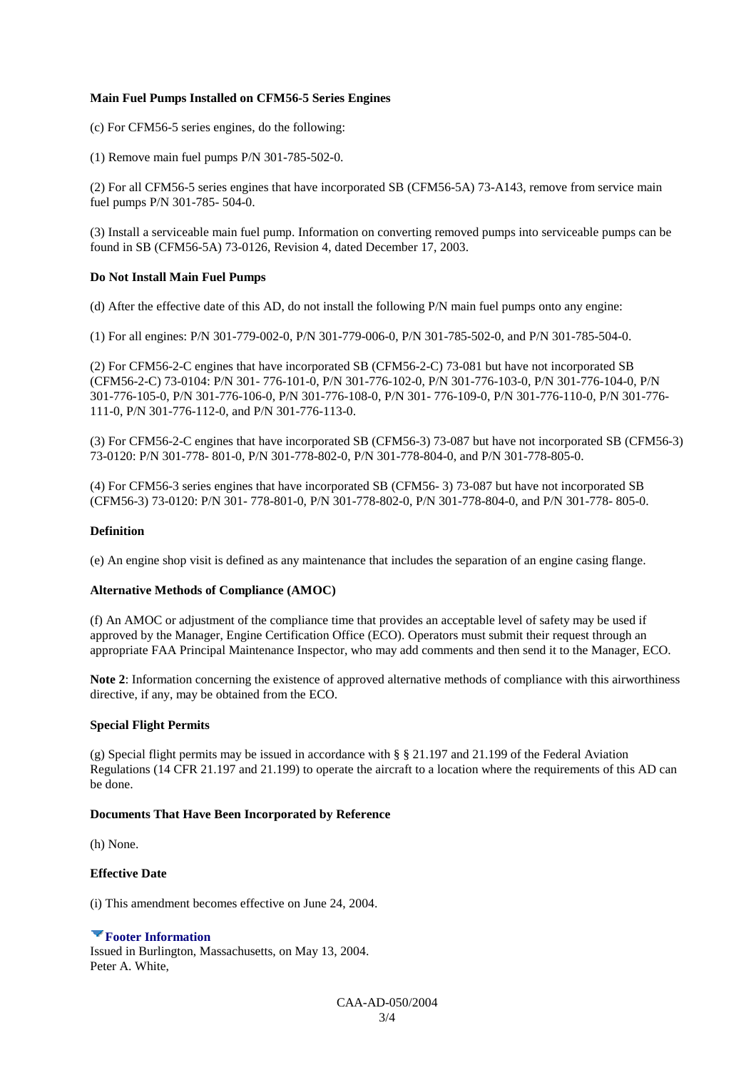**Main Fuel Pumps Installed on CFM56-5 Series Engines**

(c) For CFM56-5 series engines, do the following:

(1) Remove main fuel pumps P/N 301-785-502-0.

(2) For all CFM56-5 series engines that have incorporated SB (CFM56-5A) 73-A143, remove from service main fuel pumps P/N 301-785- 504-0.

(3) Install a serviceable main fuel pump. Information on converting removed pumps into serviceable pumps can be found in SB (CFM56-5A) 73-0126, Revision 4, dated December 17, 2003.

**Do Not Install Main Fuel Pumps**

(d) After the effective date of this AD, do not install the following P/N main fuel pumps onto any engine:

(1) For all engines: P/N 301-779-002-0, P/N 301-779-006-0, P/N 301-785-502-0, and P/N 301-785-504-0.

(2) For CFM56-2-C engines that have incorporated SB (CFM56-2-C) 73-081 but have not incorporated SB (CFM56-2-C) 73-0104: P/N 301- 776-101-0, P/N 301-776-102-0, P/N 301-776-103-0, P/N 301-776-104-0, P/N 301-776-105-0, P/N 301-776-106-0, P/N 301-776-108-0, P/N 301- 776-109-0, P/N 301-776-110-0, P/N 301-776-111-0, P/N 301-776-112-0, and P/N 301-776-113-0.

(3) For CFM56-2-C engines that have incorporated SB (CFM56-3) 73-087 but have not incorporated SB (CFM56-3) 73-0120: P/N 301-778- 801-0, P/N 301-778-802-0, P/N 301-778-804-0, and P/N 301-778-805-0.

(4) For CFM56-3 series engines that have incorporated SB (CFM56- 3) 73-087 but have not incorporated SB (CFM56-3) 73-0120: P/N 301- 778-801-0, P/N 301-778-802-0, P/N 301-778-804-0, and P/N 301-778- 805-0.

**Definition**

(e) An engine shop visit is defined as any maintenance that includes the separation of an engine casing flange.

**Alternative Methods of Compliance (AMOC)**

(f) An AMOC or adjustment of the compliance time that provides an acceptable level of safety may be used if approved by the Manager, Engine Certification Office (ECO). Operators must submit their request through an appropriate FAA Principal Maintenance Inspector, who may add comments and then send it to the Manager, ECO.

**Note 2**: Information concerning the existence of approved alternative methods of compliance with this airworthiness directive, if any, may be obtained from the ECO.

**Special Flight Permits**

(g) Special flight permits may be issued in accordance with § § 21.197 and 21.199 of the Federal Aviation Regulations (14 CFR 21.197 and 21.199) to operate the aircraft to a location where the requirements of this AD can be done.

**Documents That Have Been Incorporated by Reference**

(h) None.

**Effective Date**

(i) This amendment becomes effective on June 24, 2004.

**Footer Information**

Issued in Burlington, Massachusetts, on May 13, 2004.
Peter A. White,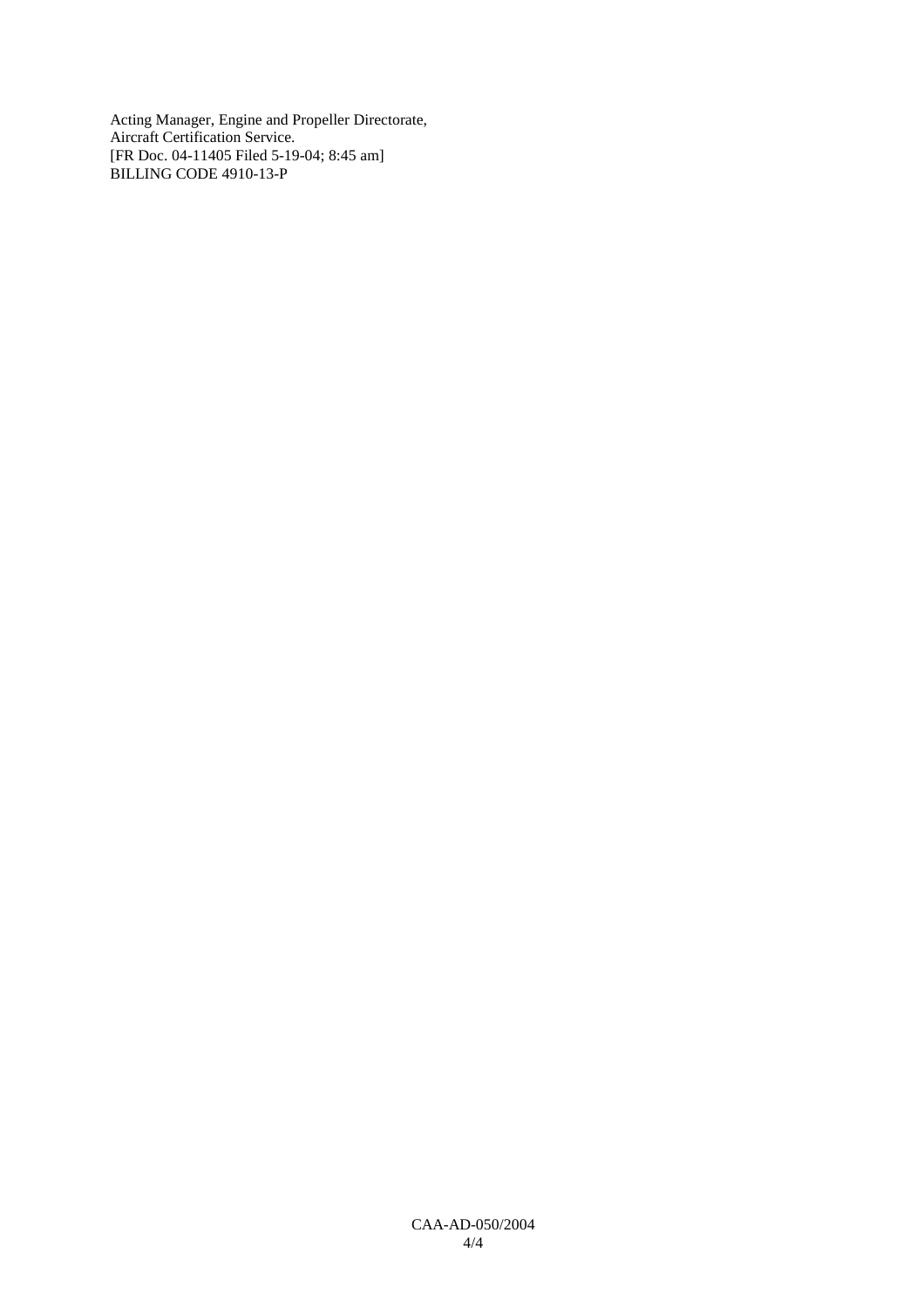Acting Manager, Engine and Propeller Directorate,
Aircraft Certification Service.
[FR Doc. 04-11405 Filed 5-19-04; 8:45 am]
BILLING CODE 4910-13-P